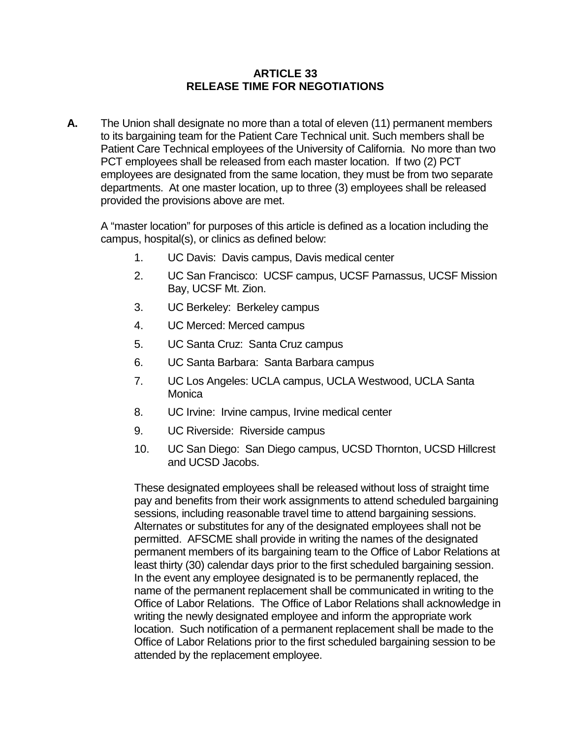# ARTICLE 33
# RELEASE TIME FOR NEGOTIATIONS

**A.** The Union shall designate no more than a total of eleven (11) permanent members to its bargaining team for the Patient Care Technical unit. Such members shall be Patient Care Technical employees of the University of California. No more than two PCT employees shall be released from each master location. If two (2) PCT employees are designated from the same location, they must be from two separate departments. At one master location, up to three (3) employees shall be released provided the provisions above are met.

A "master location" for purposes of this article is defined as a location including the campus, hospital(s), or clinics as defined below:

1. UC Davis: Davis campus, Davis medical center
2. UC San Francisco: UCSF campus, UCSF Parnassus, UCSF Mission Bay, UCSF Mt. Zion.
3. UC Berkeley: Berkeley campus
4. UC Merced: Merced campus
5. UC Santa Cruz: Santa Cruz campus
6. UC Santa Barbara: Santa Barbara campus
7. UC Los Angeles: UCLA campus, UCLA Westwood, UCLA Santa Monica
8. UC Irvine: Irvine campus, Irvine medical center
9. UC Riverside: Riverside campus
10. UC San Diego: San Diego campus, UCSD Thornton, UCSD Hillcrest and UCSD Jacobs.

These designated employees shall be released without loss of straight time pay and benefits from their work assignments to attend scheduled bargaining sessions, including reasonable travel time to attend bargaining sessions. Alternates or substitutes for any of the designated employees shall not be permitted. AFSCME shall provide in writing the names of the designated permanent members of its bargaining team to the Office of Labor Relations at least thirty (30) calendar days prior to the first scheduled bargaining session. In the event any employee designated is to be permanently replaced, the name of the permanent replacement shall be communicated in writing to the Office of Labor Relations. The Office of Labor Relations shall acknowledge in writing the newly designated employee and inform the appropriate work location. Such notification of a permanent replacement shall be made to the Office of Labor Relations prior to the first scheduled bargaining session to be attended by the replacement employee.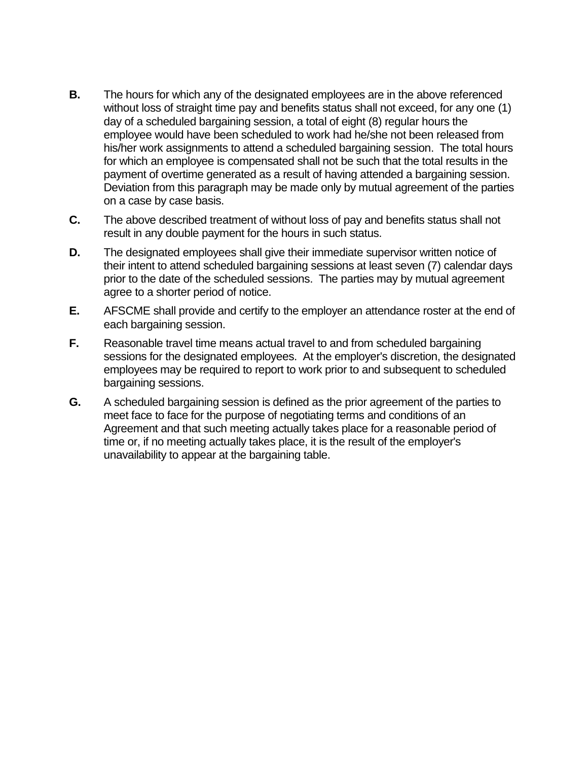**B.** The hours for which any of the designated employees are in the above referenced without loss of straight time pay and benefits status shall not exceed, for any one (1) day of a scheduled bargaining session, a total of eight (8) regular hours the employee would have been scheduled to work had he/she not been released from his/her work assignments to attend a scheduled bargaining session. The total hours for which an employee is compensated shall not be such that the total results in the payment of overtime generated as a result of having attended a bargaining session. Deviation from this paragraph may be made only by mutual agreement of the parties on a case by case basis.

**C.** The above described treatment of without loss of pay and benefits status shall not result in any double payment for the hours in such status.

**D.** The designated employees shall give their immediate supervisor written notice of their intent to attend scheduled bargaining sessions at least seven (7) calendar days prior to the date of the scheduled sessions. The parties may by mutual agreement agree to a shorter period of notice.

**E.** AFSCME shall provide and certify to the employer an attendance roster at the end of each bargaining session.

**F.** Reasonable travel time means actual travel to and from scheduled bargaining sessions for the designated employees. At the employer's discretion, the designated employees may be required to report to work prior to and subsequent to scheduled bargaining sessions.

**G.** A scheduled bargaining session is defined as the prior agreement of the parties to meet face to face for the purpose of negotiating terms and conditions of an Agreement and that such meeting actually takes place for a reasonable period of time or, if no meeting actually takes place, it is the result of the employer's unavailability to appear at the bargaining table.